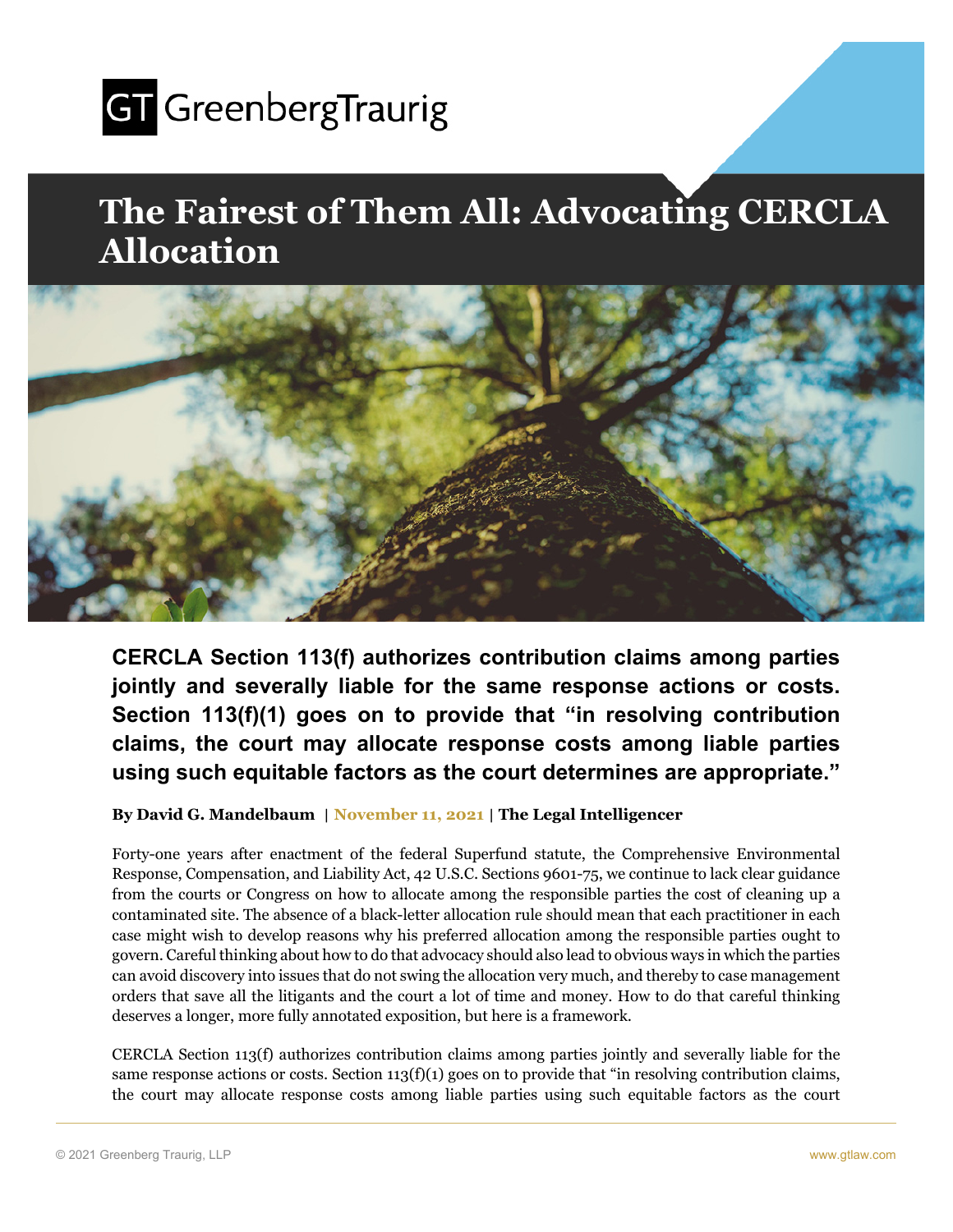# The Fairest of Them All: Advocating CERCLA Allocation

**CERCLA Section 113(f) authorizes contribution claims among parties jointly and severally liable for the same response actions or costs. Section 113(f)(1) goes on to provide that "in resolving contribution claims, the court may allocate response costs among liable parties using such equitable factors as the court determines are appropriate."**

**By David G. Mandelbaum** | **November 11, 2021** | **The Legal Intelligencer**

Forty-one years after enactment of the federal Superfund statute, the Comprehensive Environmental Response, Compensation, and Liability Act, 42 U.S.C. Sections 9601-75, we continue to lack clear guidance from the courts or Congress on how to allocate among the responsible parties the cost of cleaning up a contaminated site. The absence of a black-letter allocation rule should mean that each practitioner in each case might wish to develop reasons why his preferred allocation among the responsible parties ought to govern. Careful thinking about how to do that advocacy should also lead to obvious ways in which the parties can avoid discovery into issues that do not swing the allocation very much, and thereby to case management orders that save all the litigants and the court a lot of time and money. How to do that careful thinking deserves a longer, more fully annotated exposition, but here is a framework.

CERCLA Section 113(f) authorizes contribution claims among parties jointly and severally liable for the same response actions or costs. Section 113(f)(1) goes on to provide that "in resolving contribution claims, the court may allocate response costs among liable parties using such equitable factors as the court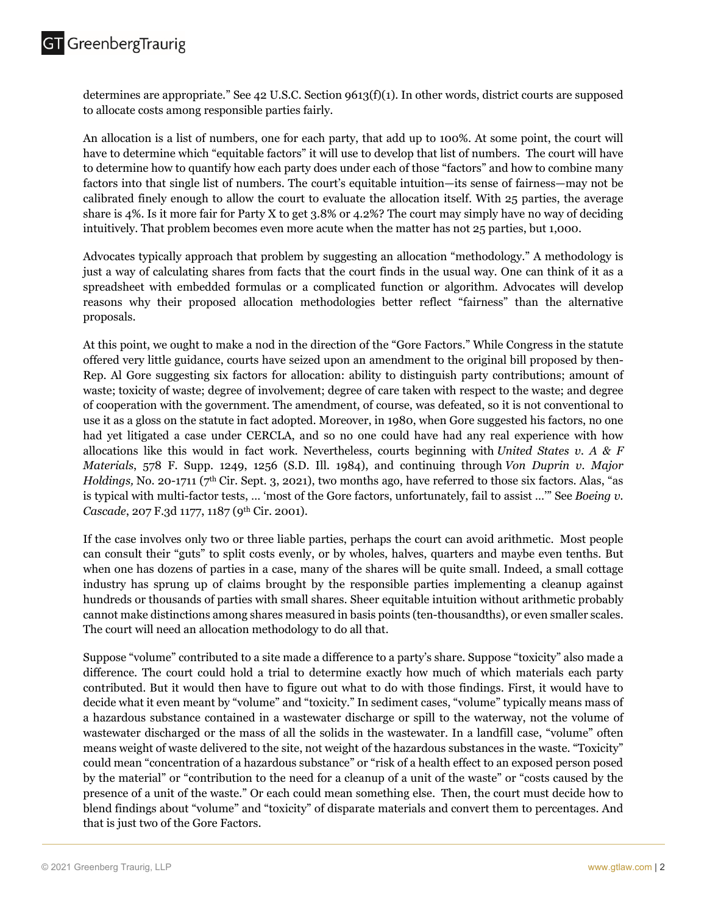determines are appropriate." See 42 U.S.C. Section 9613(f)(1). In other words, district courts are supposed to allocate costs among responsible parties fairly.

An allocation is a list of numbers, one for each party, that add up to 100%. At some point, the court will have to determine which "equitable factors" it will use to develop that list of numbers. The court will have to determine how to quantify how each party does under each of those "factors" and how to combine many factors into that single list of numbers. The court's equitable intuition—its sense of fairness—may not be calibrated finely enough to allow the court to evaluate the allocation itself. With 25 parties, the average share is 4%. Is it more fair for Party X to get 3.8% or 4.2%? The court may simply have no way of deciding intuitively. That problem becomes even more acute when the matter has not 25 parties, but 1,000.

Advocates typically approach that problem by suggesting an allocation "methodology." A methodology is just a way of calculating shares from facts that the court finds in the usual way. One can think of it as a spreadsheet with embedded formulas or a complicated function or algorithm. Advocates will develop reasons why their proposed allocation methodologies better reflect "fairness" than the alternative proposals.

At this point, we ought to make a nod in the direction of the "Gore Factors." While Congress in the statute offered very little guidance, courts have seized upon an amendment to the original bill proposed by then-Rep. Al Gore suggesting six factors for allocation: ability to distinguish party contributions; amount of waste; toxicity of waste; degree of involvement; degree of care taken with respect to the waste; and degree of cooperation with the government. The amendment, of course, was defeated, so it is not conventional to use it as a gloss on the statute in fact adopted. Moreover, in 1980, when Gore suggested his factors, no one had yet litigated a case under CERCLA, and so no one could have had any real experience with how allocations like this would in fact work. Nevertheless, courts beginning with *United States v. A & F Materials*, 578 F. Supp. 1249, 1256 (S.D. Ill. 1984), and continuing through *Von Duprin v. Major Holdings,* No. 20-1711 (7th Cir. Sept. 3, 2021), two months ago, have referred to those six factors. Alas, "as is typical with multi-factor tests, … 'most of the Gore factors, unfortunately, fail to assist …'" See *Boeing v. Cascade*, 207 F.3d 1177, 1187 (9th Cir. 2001).

If the case involves only two or three liable parties, perhaps the court can avoid arithmetic. Most people can consult their "guts" to split costs evenly, or by wholes, halves, quarters and maybe even tenths. But when one has dozens of parties in a case, many of the shares will be quite small. Indeed, a small cottage industry has sprung up of claims brought by the responsible parties implementing a cleanup against hundreds or thousands of parties with small shares. Sheer equitable intuition without arithmetic probably cannot make distinctions among shares measured in basis points (ten-thousandths), or even smaller scales. The court will need an allocation methodology to do all that.

Suppose "volume" contributed to a site made a difference to a party's share. Suppose "toxicity" also made a difference. The court could hold a trial to determine exactly how much of which materials each party contributed. But it would then have to figure out what to do with those findings. First, it would have to decide what it even meant by "volume" and "toxicity." In sediment cases, "volume" typically means mass of a hazardous substance contained in a wastewater discharge or spill to the waterway, not the volume of wastewater discharged or the mass of all the solids in the wastewater. In a landfill case, "volume" often means weight of waste delivered to the site, not weight of the hazardous substances in the waste. "Toxicity" could mean "concentration of a hazardous substance" or "risk of a health effect to an exposed person posed by the material" or "contribution to the need for a cleanup of a unit of the waste" or "costs caused by the presence of a unit of the waste." Or each could mean something else. Then, the court must decide how to blend findings about "volume" and "toxicity" of disparate materials and convert them to percentages. And that is just two of the Gore Factors.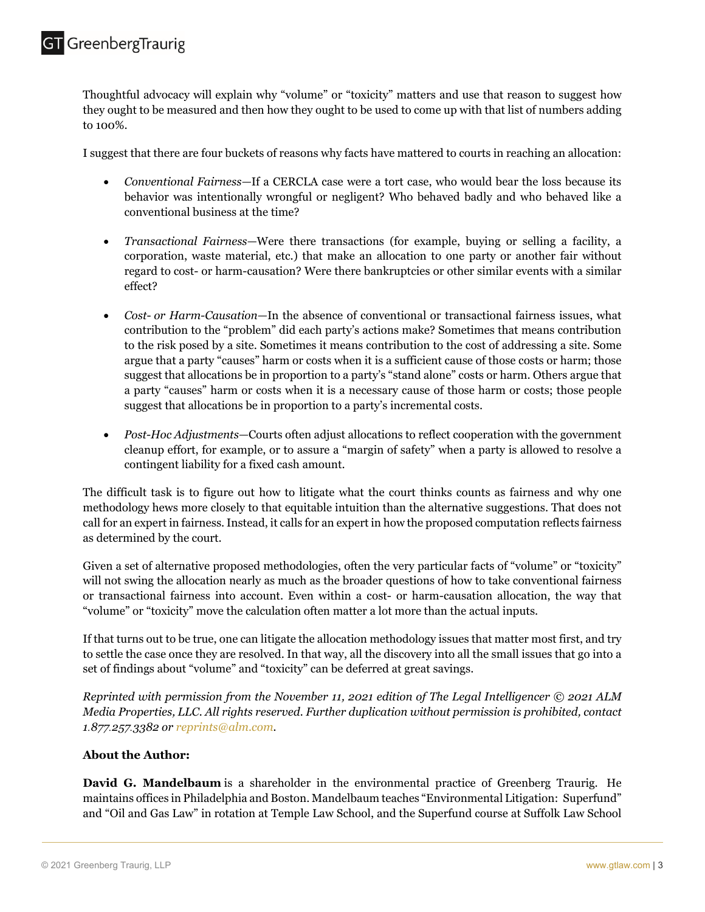Thoughtful advocacy will explain why "volume" or "toxicity" matters and use that reason to suggest how they ought to be measured and then how they ought to be used to come up with that list of numbers adding to 100%.

I suggest that there are four buckets of reasons why facts have mattered to courts in reaching an allocation:

- *Conventional Fairness*—If a CERCLA case were a tort case, who would bear the loss because its behavior was intentionally wrongful or negligent? Who behaved badly and who behaved like a conventional business at the time?
- *Transactional Fairness*—Were there transactions (for example, buying or selling a facility, a corporation, waste material, etc.) that make an allocation to one party or another fair without regard to cost- or harm-causation? Were there bankruptcies or other similar events with a similar effect?
- *Cost- or Harm-Causation*—In the absence of conventional or transactional fairness issues, what contribution to the "problem" did each party's actions make? Sometimes that means contribution to the risk posed by a site. Sometimes it means contribution to the cost of addressing a site. Some argue that a party "causes" harm or costs when it is a sufficient cause of those costs or harm; those suggest that allocations be in proportion to a party's "stand alone" costs or harm. Others argue that a party "causes" harm or costs when it is a necessary cause of those harm or costs; those people suggest that allocations be in proportion to a party's incremental costs.
- *Post-Hoc Adjustments*—Courts often adjust allocations to reflect cooperation with the government cleanup effort, for example, or to assure a "margin of safety" when a party is allowed to resolve a contingent liability for a fixed cash amount.

The difficult task is to figure out how to litigate what the court thinks counts as fairness and why one methodology hews more closely to that equitable intuition than the alternative suggestions. That does not call for an expert in fairness. Instead, it calls for an expert in how the proposed computation reflects fairness as determined by the court.

Given a set of alternative proposed methodologies, often the very particular facts of "volume" or "toxicity" will not swing the allocation nearly as much as the broader questions of how to take conventional fairness or transactional fairness into account. Even within a cost- or harm-causation allocation, the way that "volume" or "toxicity" move the calculation often matter a lot more than the actual inputs.

If that turns out to be true, one can litigate the allocation methodology issues that matter most first, and try to settle the case once they are resolved. In that way, all the discovery into all the small issues that go into a set of findings about "volume" and "toxicity" can be deferred at great savings.

*Reprinted with permission from the November 11, 2021 edition of The Legal Intelligencer © 2021 ALM Media Properties, LLC. All rights reserved. Further duplication without permission is prohibited, contact 1.877.257.3382 or reprints@alm.com.*

**About the Author:**

**David G. Mandelbaum** is a shareholder in the environmental practice of Greenberg Traurig. He maintains offices in Philadelphia and Boston. Mandelbaum teaches "Environmental Litigation: Superfund" and "Oil and Gas Law" in rotation at Temple Law School, and the Superfund course at Suffolk Law School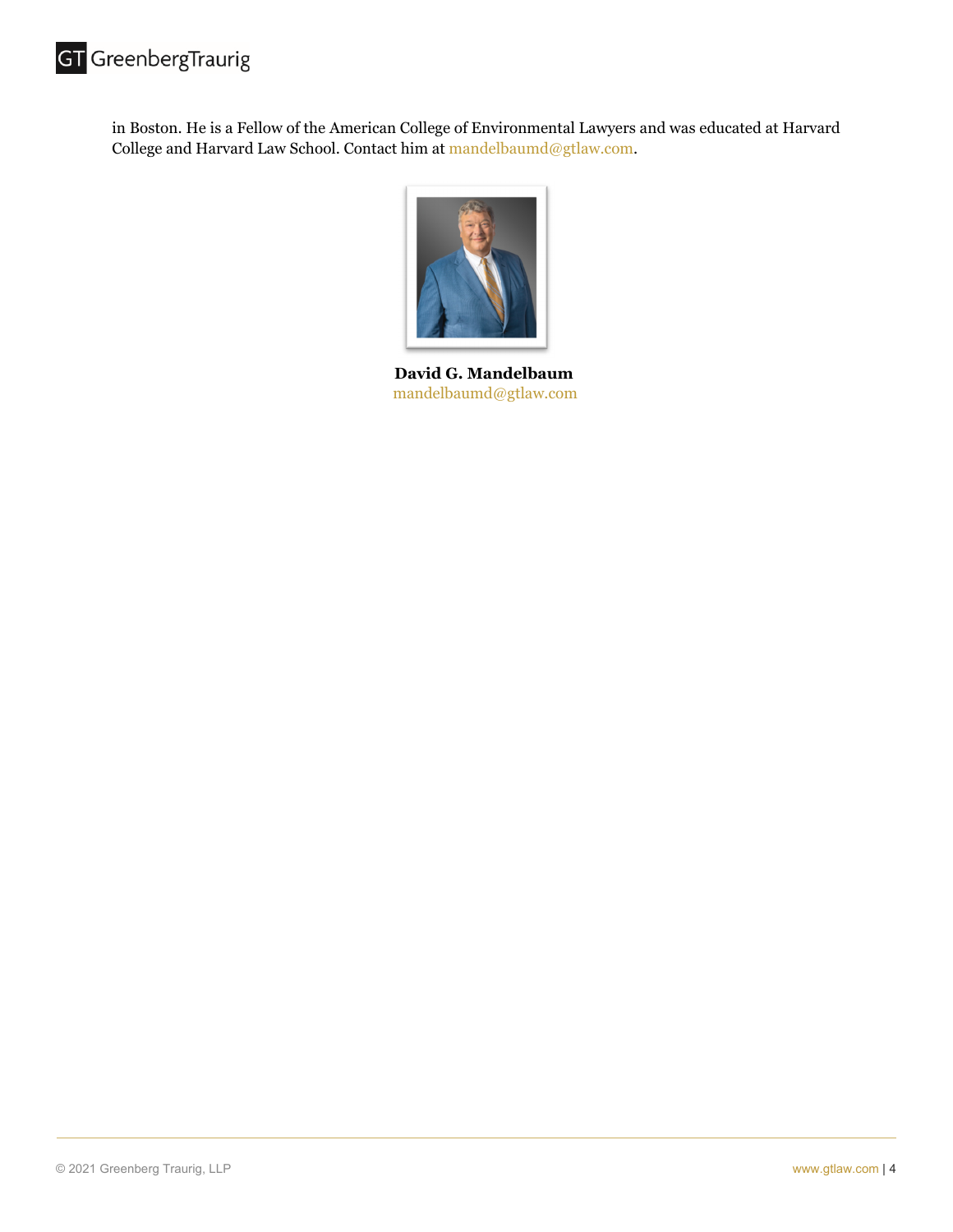in Boston. He is a Fellow of the American College of Environmental Lawyers and was educated at Harvard College and Harvard Law School. Contact him at mandelbaumd@gtlaw.com.

**David G. Mandelbaum**
mandelbaumd@gtlaw.com